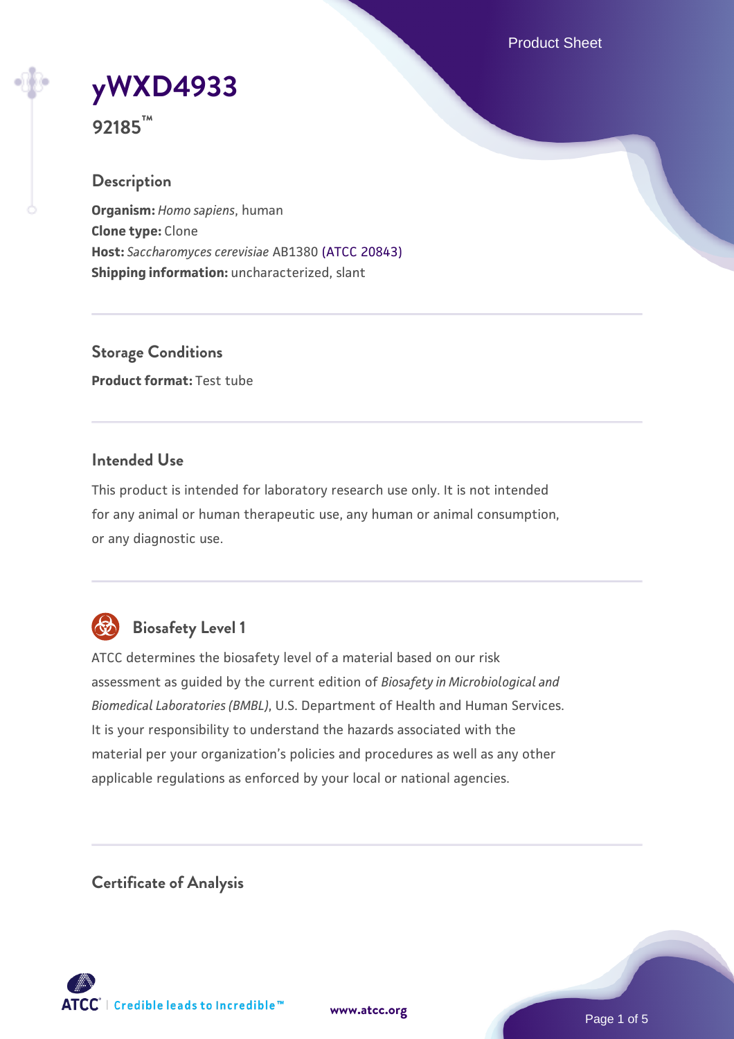# yWXD4933

**92185™**

## Description

**Organism:** *Homo sapiens*, human
**Clone type:** Clone
**Host:** *Saccharomyces cerevisiae* AB1380 (ATCC 20843)
**Shipping information:** uncharacterized, slant

## Storage Conditions

**Product format:** Test tube

## Intended Use

This product is intended for laboratory research use only. It is not intended for any animal or human therapeutic use, any human or animal consumption, or any diagnostic use.

## Biosafety Level 1

ATCC determines the biosafety level of a material based on our risk assessment as guided by the current edition of *Biosafety in Microbiological and Biomedical Laboratories (BMBL)*, U.S. Department of Health and Human Services. It is your responsibility to understand the hazards associated with the material per your organization's policies and procedures as well as any other applicable regulations as enforced by your local or national agencies.

## Certificate of Analysis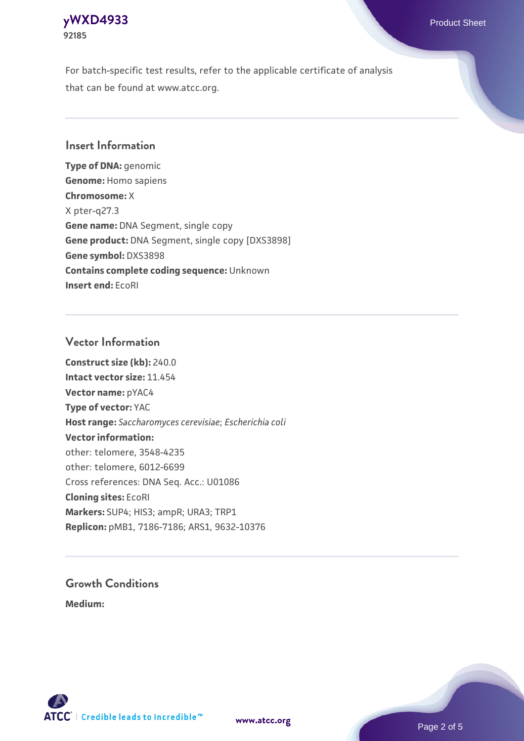For batch-specific test results, refer to the applicable certificate of analysis that can be found at www.atcc.org.

## Insert Information

**Type of DNA:** genomic
**Genome:** Homo sapiens
**Chromosome:** X
X pter-q27.3
**Gene name:** DNA Segment, single copy
**Gene product:** DNA Segment, single copy [DXS3898]
**Gene symbol:** DXS3898
**Contains complete coding sequence:** Unknown
**Insert end:** EcoRI

## Vector Information

**Construct size (kb):** 240.0
**Intact vector size:** 11.454
**Vector name:** pYAC4
**Type of vector:** YAC
**Host range:** *Saccharomyces cerevisiae*; *Escherichia coli*
**Vector information:**
other: telomere, 3548-4235
other: telomere, 6012-6699
Cross references: DNA Seq. Acc.: U01086
**Cloning sites:** EcoRI
**Markers:** SUP4; HIS3; ampR; URA3; TRP1
**Replicon:** pMB1, 7186-7186; ARS1, 9632-10376

## Growth Conditions

**Medium:**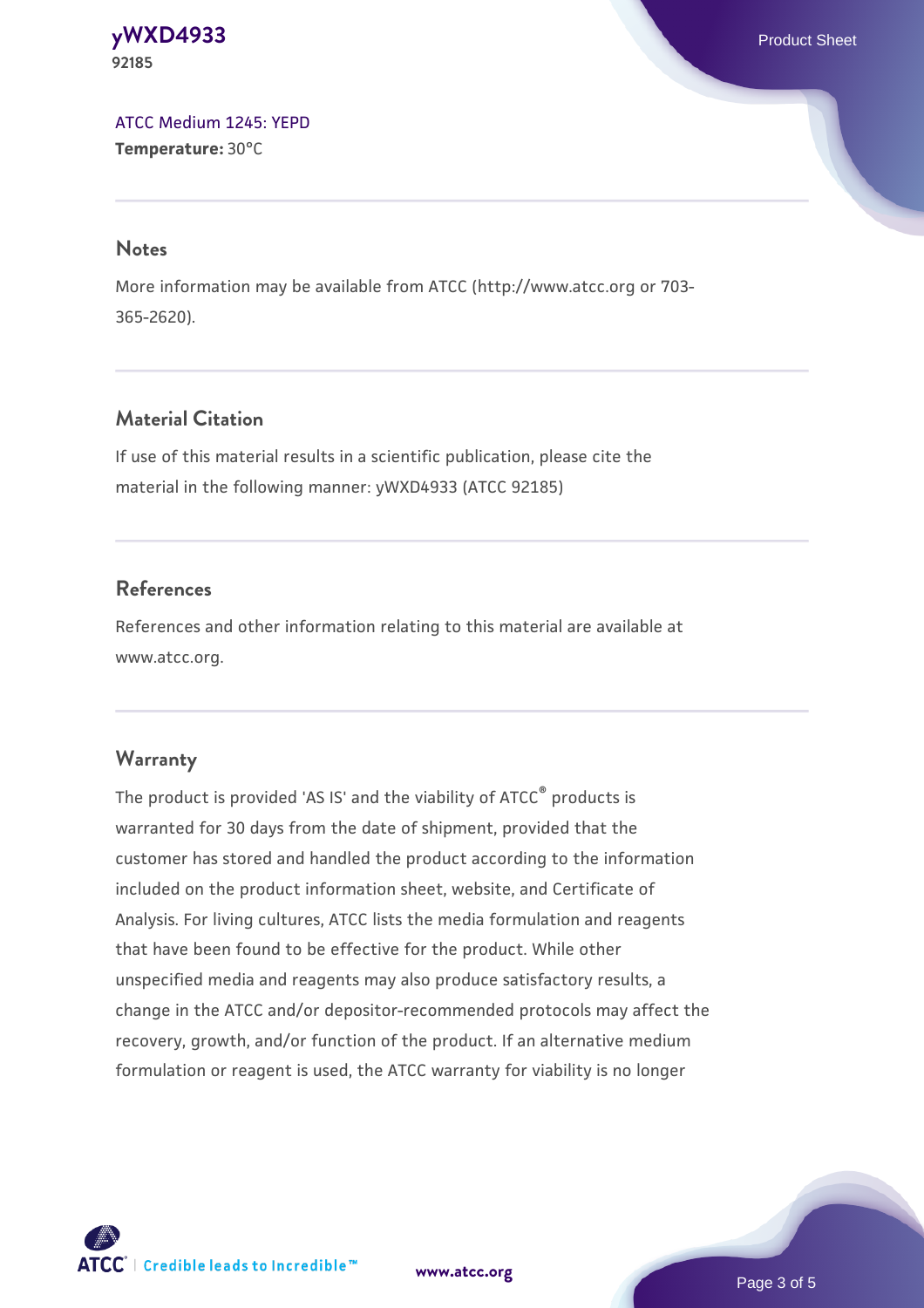ATCC Medium 1245: YEPD
**Temperature:** 30°C

## Notes

More information may be available from ATCC (http://www.atcc.org or 703-365-2620).

## Material Citation

If use of this material results in a scientific publication, please cite the material in the following manner: yWXD4933 (ATCC 92185)

## References

References and other information relating to this material are available at www.atcc.org.

## Warranty

The product is provided 'AS IS' and the viability of ATCC® products is warranted for 30 days from the date of shipment, provided that the customer has stored and handled the product according to the information included on the product information sheet, website, and Certificate of Analysis. For living cultures, ATCC lists the media formulation and reagents that have been found to be effective for the product. While other unspecified media and reagents may also produce satisfactory results, a change in the ATCC and/or depositor-recommended protocols may affect the recovery, growth, and/or function of the product. If an alternative medium formulation or reagent is used, the ATCC warranty for viability is no longer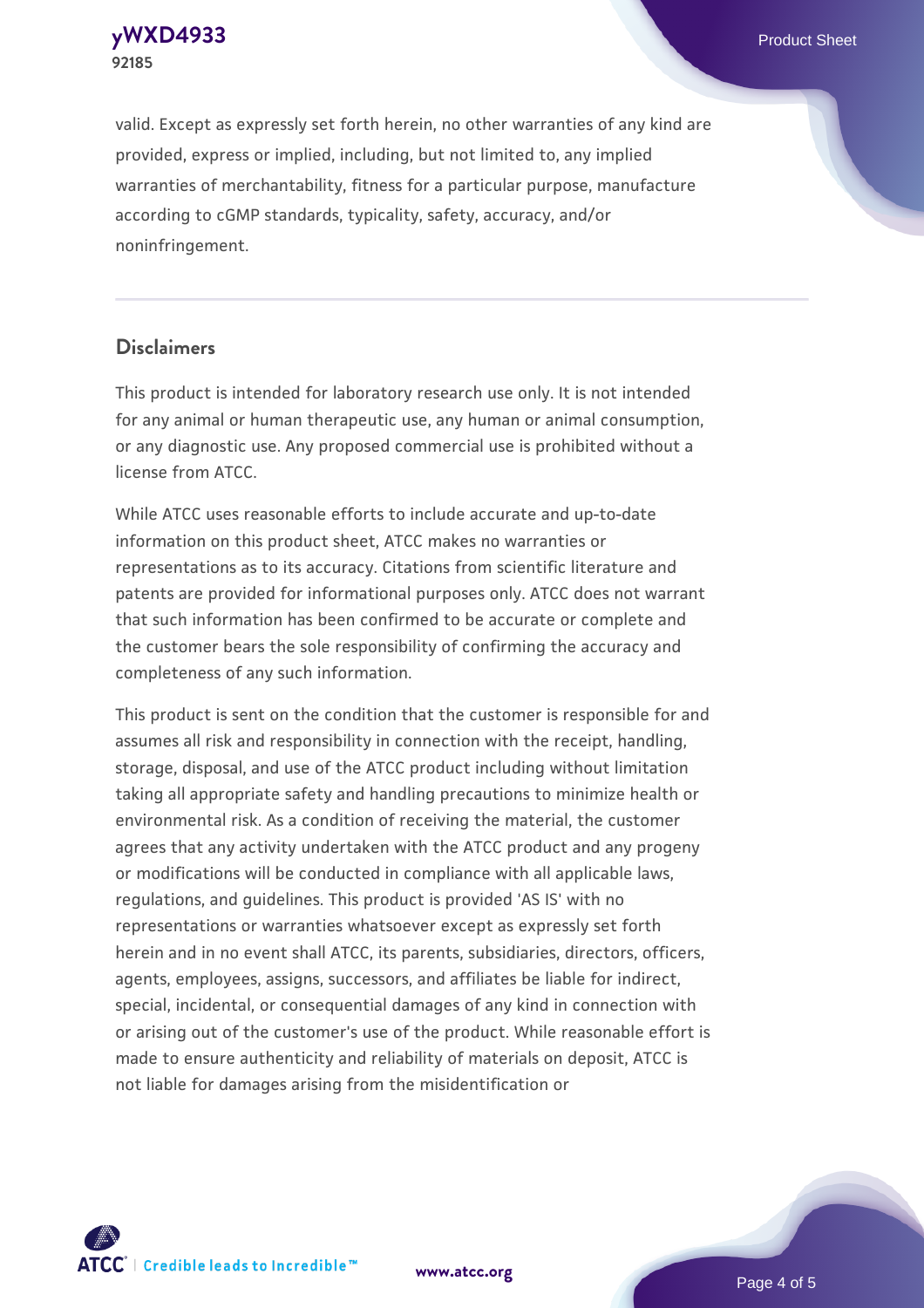valid. Except as expressly set forth herein, no other warranties of any kind are provided, express or implied, including, but not limited to, any implied warranties of merchantability, fitness for a particular purpose, manufacture according to cGMP standards, typicality, safety, accuracy, and/or noninfringement.

## Disclaimers

This product is intended for laboratory research use only. It is not intended for any animal or human therapeutic use, any human or animal consumption, or any diagnostic use. Any proposed commercial use is prohibited without a license from ATCC.

While ATCC uses reasonable efforts to include accurate and up-to-date information on this product sheet, ATCC makes no warranties or representations as to its accuracy. Citations from scientific literature and patents are provided for informational purposes only. ATCC does not warrant that such information has been confirmed to be accurate or complete and the customer bears the sole responsibility of confirming the accuracy and completeness of any such information.

This product is sent on the condition that the customer is responsible for and assumes all risk and responsibility in connection with the receipt, handling, storage, disposal, and use of the ATCC product including without limitation taking all appropriate safety and handling precautions to minimize health or environmental risk. As a condition of receiving the material, the customer agrees that any activity undertaken with the ATCC product and any progeny or modifications will be conducted in compliance with all applicable laws, regulations, and guidelines. This product is provided 'AS IS' with no representations or warranties whatsoever except as expressly set forth herein and in no event shall ATCC, its parents, subsidiaries, directors, officers, agents, employees, assigns, successors, and affiliates be liable for indirect, special, incidental, or consequential damages of any kind in connection with or arising out of the customer's use of the product. While reasonable effort is made to ensure authenticity and reliability of materials on deposit, ATCC is not liable for damages arising from the misidentification or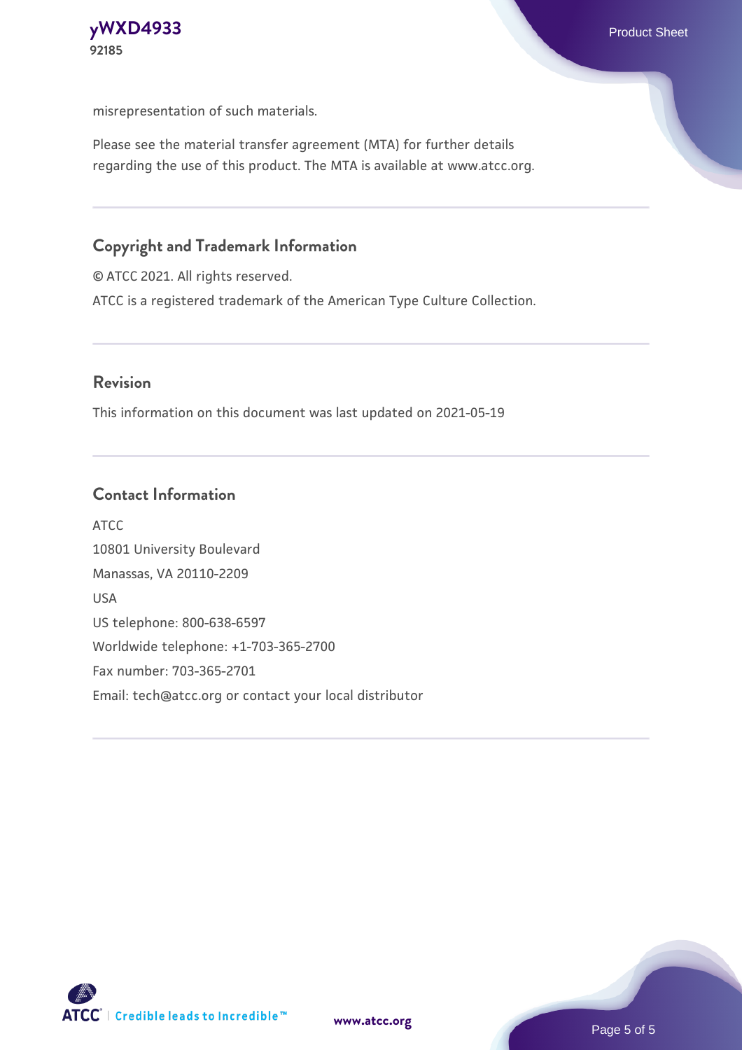misrepresentation of such materials.

Please see the material transfer agreement (MTA) for further details regarding the use of this product. The MTA is available at www.atcc.org.

## Copyright and Trademark Information

© ATCC 2021. All rights reserved.

ATCC is a registered trademark of the American Type Culture Collection.

## Revision

This information on this document was last updated on 2021-05-19

## Contact Information

ATCC
10801 University Boulevard
Manassas, VA 20110-2209
USA
US telephone: 800-638-6597
Worldwide telephone: +1-703-365-2700
Fax number: 703-365-2701
Email: tech@atcc.org or contact your local distributor